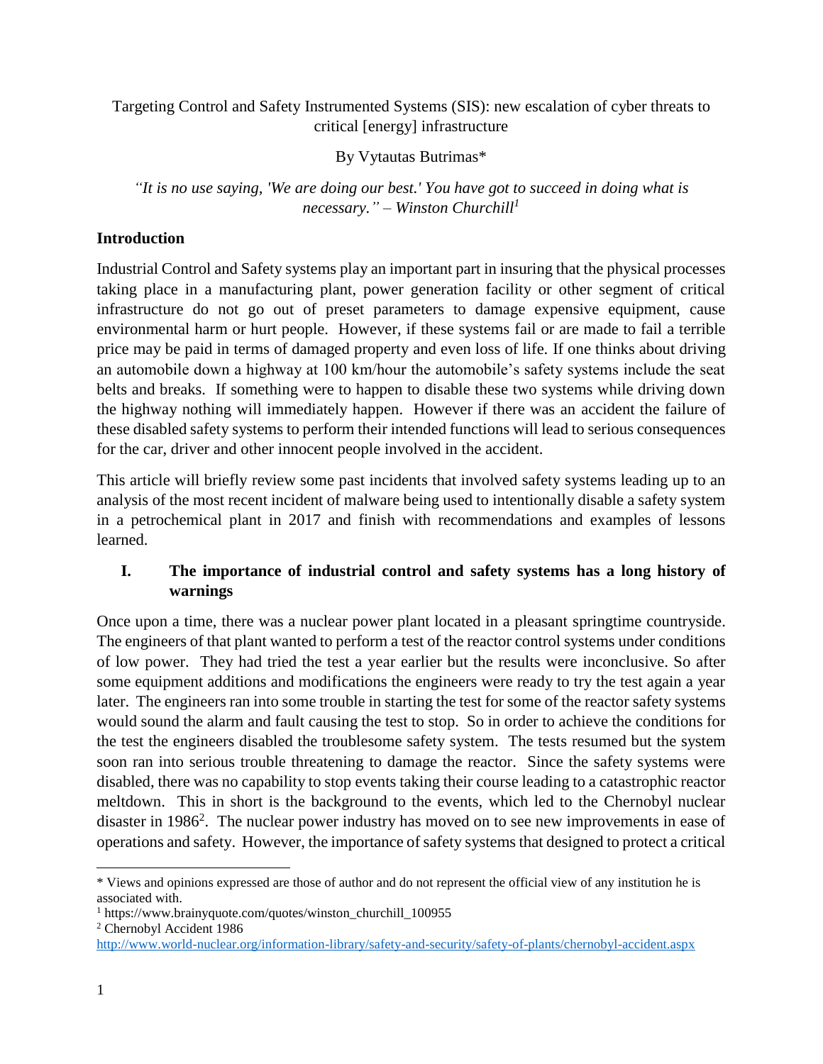Targeting Control and Safety Instrumented Systems (SIS): new escalation of cyber threats to critical [energy] infrastructure

By Vytautas Butrimas*

*"It is no use saying, 'We are doing our best.' You have got to succeed in doing what is necessary." – Winston Churchill*[1]

## Introduction

Industrial Control and Safety systems play an important part in insuring that the physical processes taking place in a manufacturing plant, power generation facility or other segment of critical infrastructure do not go out of preset parameters to damage expensive equipment, cause environmental harm or hurt people. However, if these systems fail or are made to fail a terrible price may be paid in terms of damaged property and even loss of life. If one thinks about driving an automobile down a highway at 100 km/hour the automobile's safety systems include the seat belts and breaks. If something were to happen to disable these two systems while driving down the highway nothing will immediately happen. However if there was an accident the failure of these disabled safety systems to perform their intended functions will lead to serious consequences for the car, driver and other innocent people involved in the accident.

This article will briefly review some past incidents that involved safety systems leading up to an analysis of the most recent incident of malware being used to intentionally disable a safety system in a petrochemical plant in 2017 and finish with recommendations and examples of lessons learned.

## I. The importance of industrial control and safety systems has a long history of warnings

Once upon a time, there was a nuclear power plant located in a pleasant springtime countryside. The engineers of that plant wanted to perform a test of the reactor control systems under conditions of low power. They had tried the test a year earlier but the results were inconclusive. So after some equipment additions and modifications the engineers were ready to try the test again a year later. The engineers ran into some trouble in starting the test for some of the reactor safety systems would sound the alarm and fault causing the test to stop. So in order to achieve the conditions for the test the engineers disabled the troublesome safety system. The tests resumed but the system soon ran into serious trouble threatening to damage the reactor. Since the safety systems were disabled, there was no capability to stop events taking their course leading to a catastrophic reactor meltdown. This in short is the background to the events, which led to the Chernobyl nuclear disaster in 1986[2]. The nuclear power industry has moved on to see new improvements in ease of operations and safety. However, the importance of safety systems that designed to protect a critical

---

* Views and opinions expressed are those of author and do not represent the official view of any institution he is associated with.

[1] https://www.brainyquote.com/quotes/winston_churchill_100955

[2] Chernobyl Accident 1986 http://www.world-nuclear.org/information-library/safety-and-security/safety-of-plants/chernobyl-accident.aspx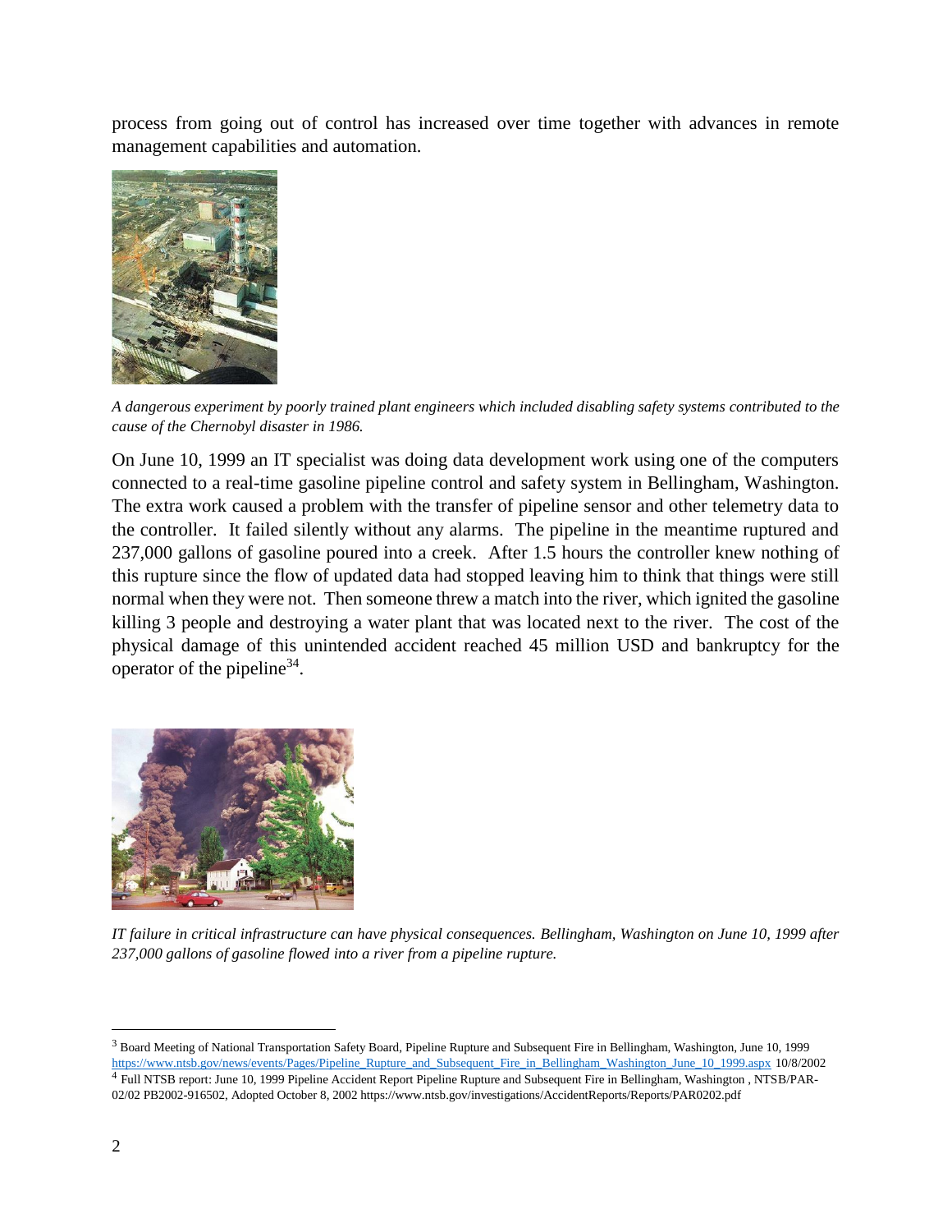process from going out of control has increased over time together with advances in remote management capabilities and automation.

*A dangerous experiment by poorly trained plant engineers which included disabling safety systems contributed to the cause of the Chernobyl disaster in 1986.*

On June 10, 1999 an IT specialist was doing data development work using one of the computers connected to a real-time gasoline pipeline control and safety system in Bellingham, Washington. The extra work caused a problem with the transfer of pipeline sensor and other telemetry data to the controller. It failed silently without any alarms. The pipeline in the meantime ruptured and 237,000 gallons of gasoline poured into a creek. After 1.5 hours the controller knew nothing of this rupture since the flow of updated data had stopped leaving him to think that things were still normal when they were not. Then someone threw a match into the river, which ignited the gasoline killing 3 people and destroying a water plant that was located next to the river. The cost of the physical damage of this unintended accident reached 45 million USD and bankruptcy for the operator of the pipeline[3][4].

*IT failure in critical infrastructure can have physical consequences. Bellingham, Washington on June 10, 1999 after 237,000 gallons of gasoline flowed into a river from a pipeline rupture.*

---

[3] Board Meeting of National Transportation Safety Board, Pipeline Rupture and Subsequent Fire in Bellingham, Washington, June 10, 1999 https://www.ntsb.gov/news/events/Pages/Pipeline_Rupture_and_Subsequent_Fire_in_Bellingham_Washington_June_10_1999.aspx 10/8/2002

[4] Full NTSB report: June 10, 1999 Pipeline Accident Report Pipeline Rupture and Subsequent Fire in Bellingham, Washington , NTSB/PAR-02/02 PB2002-916502, Adopted October 8, 2002 https://www.ntsb.gov/investigations/AccidentReports/Reports/PAR0202.pdf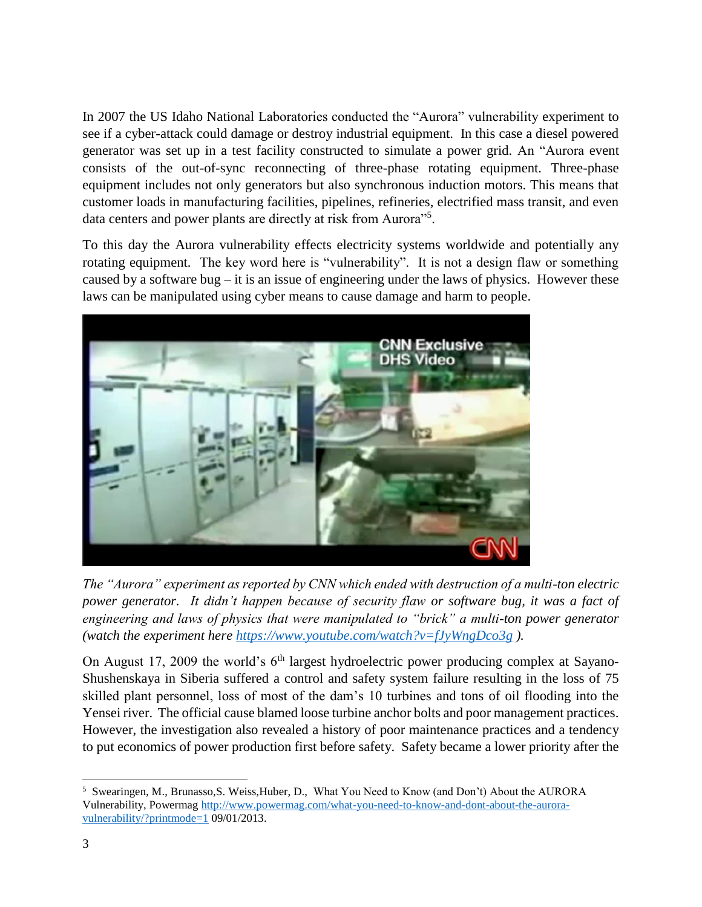In 2007 the US Idaho National Laboratories conducted the "Aurora" vulnerability experiment to see if a cyber-attack could damage or destroy industrial equipment. In this case a diesel powered generator was set up in a test facility constructed to simulate a power grid. An "Aurora event consists of the out-of-sync reconnecting of three-phase rotating equipment. Three-phase equipment includes not only generators but also synchronous induction motors. This means that customer loads in manufacturing facilities, pipelines, refineries, electrified mass transit, and even data centers and power plants are directly at risk from Aurora"[5].

To this day the Aurora vulnerability effects electricity systems worldwide and potentially any rotating equipment. The key word here is "vulnerability". It is not a design flaw or something caused by a software bug – it is an issue of engineering under the laws of physics. However these laws can be manipulated using cyber means to cause damage and harm to people.

*The "Aurora" experiment as reported by CNN which ended with destruction of a multi-ton electric power generator. It didn't happen because of security flaw or software bug, it was a fact of engineering and laws of physics that were manipulated to "brick" a multi-ton power generator (watch the experiment here [https://www.youtube.com/watch?v=fJyWngDco3g](https://www.youtube.com/watch?v=fJyWngDco3g) ).*

On August 17, 2009 the world's 6th largest hydroelectric power producing complex at Sayano-Shushenskaya in Siberia suffered a control and safety system failure resulting in the loss of 75 skilled plant personnel, loss of most of the dam's 10 turbines and tons of oil flooding into the Yensei river. The official cause blamed loose turbine anchor bolts and poor management practices. However, the investigation also revealed a history of poor maintenance practices and a tendency to put economics of power production first before safety. Safety became a lower priority after the

---

[5] Swearingen, M., Brunasso,S. Weiss,Huber, D., What You Need to Know (and Don't) About the AURORA Vulnerability, Powermag [http://www.powermag.com/what-you-need-to-know-and-dont-about-the-aurora-vulnerability/?printmode=1](http://www.powermag.com/what-you-need-to-know-and-dont-about-the-aurora-vulnerability/?printmode=1) 09/01/2013.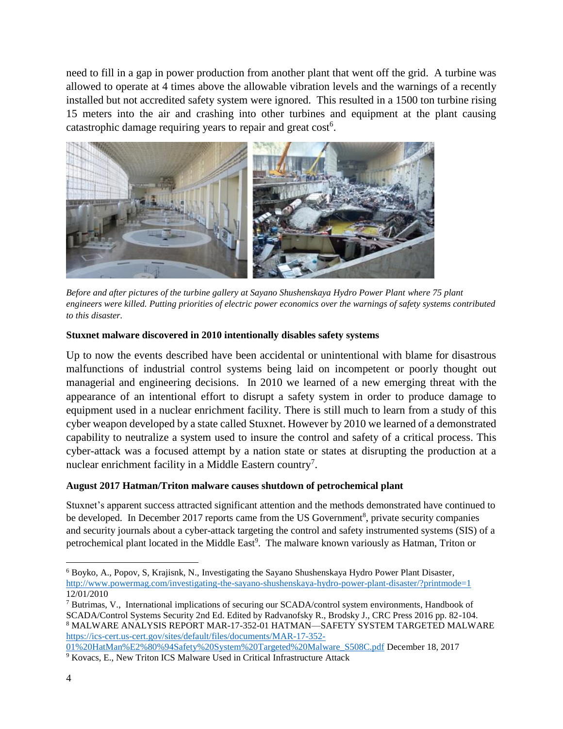need to fill in a gap in power production from another plant that went off the grid. A turbine was allowed to operate at 4 times above the allowable vibration levels and the warnings of a recently installed but not accredited safety system were ignored. This resulted in a 1500 ton turbine rising 15 meters into the air and crashing into other turbines and equipment at the plant causing catastrophic damage requiring years to repair and great cost[6].

*Before and after pictures of the turbine gallery at Sayano Shushenskaya Hydro Power Plant where 75 plant engineers were killed. Putting priorities of electric power economics over the warnings of safety systems contributed to this disaster.*

**Stuxnet malware discovered in 2010 intentionally disables safety systems**

Up to now the events described have been accidental or unintentional with blame for disastrous malfunctions of industrial control systems being laid on incompetent or poorly thought out managerial and engineering decisions. In 2010 we learned of a new emerging threat with the appearance of an intentional effort to disrupt a safety system in order to produce damage to equipment used in a nuclear enrichment facility. There is still much to learn from a study of this cyber weapon developed by a state called Stuxnet. However by 2010 we learned of a demonstrated capability to neutralize a system used to insure the control and safety of a critical process. This cyber-attack was a focused attempt by a nation state or states at disrupting the production at a nuclear enrichment facility in a Middle Eastern country[7].

**August 2017 Hatman/Triton malware causes shutdown of petrochemical plant**

Stuxnet's apparent success attracted significant attention and the methods demonstrated have continued to be developed. In December 2017 reports came from the US Government[8], private security companies and security journals about a cyber-attack targeting the control and safety instrumented systems (SIS) of a petrochemical plant located in the Middle East[9]. The malware known variously as Hatman, Triton or

---

[6] Boyko, A., Popov, S, Krajisnk, N., Investigating the Sayano Shushenskaya Hydro Power Plant Disaster, http://www.powermag.com/investigating-the-sayano-shushenskaya-hydro-power-plant-disaster/?printmode=1 12/01/2010

[7] Butrimas, V., International implications of securing our SCADA/control system environments, Handbook of SCADA/Control Systems Security 2nd Ed. Edited by Radvanofsky R., Brodsky J., CRC Press 2016 pp. 82-104.

[8] MALWARE ANALYSIS REPORT MAR-17-352-01 HATMAN—SAFETY SYSTEM TARGETED MALWARE https://ics-cert.us-cert.gov/sites/default/files/documents/MAR-17-352-01%20HatMan%E2%80%94Safety%20System%20Targeted%20Malware_S508C.pdf December 18, 2017

[9] Kovacs, E., New Triton ICS Malware Used in Critical Infrastructure Attack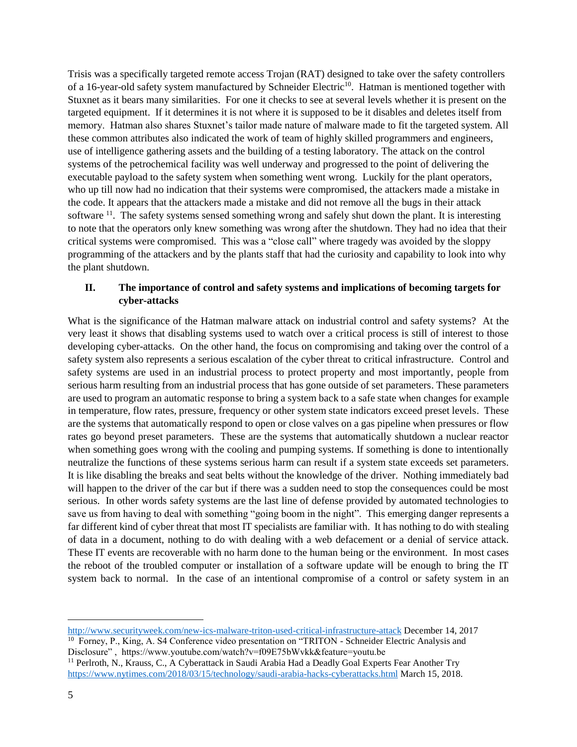Trisis was a specifically targeted remote access Trojan (RAT) designed to take over the safety controllers of a 16-year-old safety system manufactured by Schneider Electric[10]. Hatman is mentioned together with Stuxnet as it bears many similarities. For one it checks to see at several levels whether it is present on the targeted equipment. If it determines it is not where it is supposed to be it disables and deletes itself from memory. Hatman also shares Stuxnet's tailor made nature of malware made to fit the targeted system. All these common attributes also indicated the work of team of highly skilled programmers and engineers, use of intelligence gathering assets and the building of a testing laboratory. The attack on the control systems of the petrochemical facility was well underway and progressed to the point of delivering the executable payload to the safety system when something went wrong. Luckily for the plant operators, who up till now had no indication that their systems were compromised, the attackers made a mistake in the code. It appears that the attackers made a mistake and did not remove all the bugs in their attack software [11]. The safety systems sensed something wrong and safely shut down the plant. It is interesting to note that the operators only knew something was wrong after the shutdown. They had no idea that their critical systems were compromised. This was a "close call" where tragedy was avoided by the sloppy programming of the attackers and by the plants staff that had the curiosity and capability to look into why the plant shutdown.

## II. The importance of control and safety systems and implications of becoming targets for cyber-attacks

What is the significance of the Hatman malware attack on industrial control and safety systems? At the very least it shows that disabling systems used to watch over a critical process is still of interest to those developing cyber-attacks. On the other hand, the focus on compromising and taking over the control of a safety system also represents a serious escalation of the cyber threat to critical infrastructure. Control and safety systems are used in an industrial process to protect property and most importantly, people from serious harm resulting from an industrial process that has gone outside of set parameters. These parameters are used to program an automatic response to bring a system back to a safe state when changes for example in temperature, flow rates, pressure, frequency or other system state indicators exceed preset levels. These are the systems that automatically respond to open or close valves on a gas pipeline when pressures or flow rates go beyond preset parameters. These are the systems that automatically shutdown a nuclear reactor when something goes wrong with the cooling and pumping systems. If something is done to intentionally neutralize the functions of these systems serious harm can result if a system state exceeds set parameters. It is like disabling the breaks and seat belts without the knowledge of the driver. Nothing immediately bad will happen to the driver of the car but if there was a sudden need to stop the consequences could be most serious. In other words safety systems are the last line of defense provided by automated technologies to save us from having to deal with something "going boom in the night". This emerging danger represents a far different kind of cyber threat that most IT specialists are familiar with. It has nothing to do with stealing of data in a document, nothing to do with dealing with a web defacement or a denial of service attack. These IT events are recoverable with no harm done to the human being or the environment. In most cases the reboot of the troubled computer or installation of a software update will be enough to bring the IT system back to normal. In the case of an intentional compromise of a control or safety system in an

---

http://www.securityweek.com/new-ics-malware-triton-used-critical-infrastructure-attack December 14, 2017

[10] Forney, P., King, A. S4 Conference video presentation on "TRITON - Schneider Electric Analysis and Disclosure" , https://www.youtube.com/watch?v=f09E75bWvkk&feature=youtu.be

[11] Perlroth, N., Krauss, C., A Cyberattack in Saudi Arabia Had a Deadly Goal Experts Fear Another Try https://www.nytimes.com/2018/03/15/technology/saudi-arabia-hacks-cyberattacks.html March 15, 2018.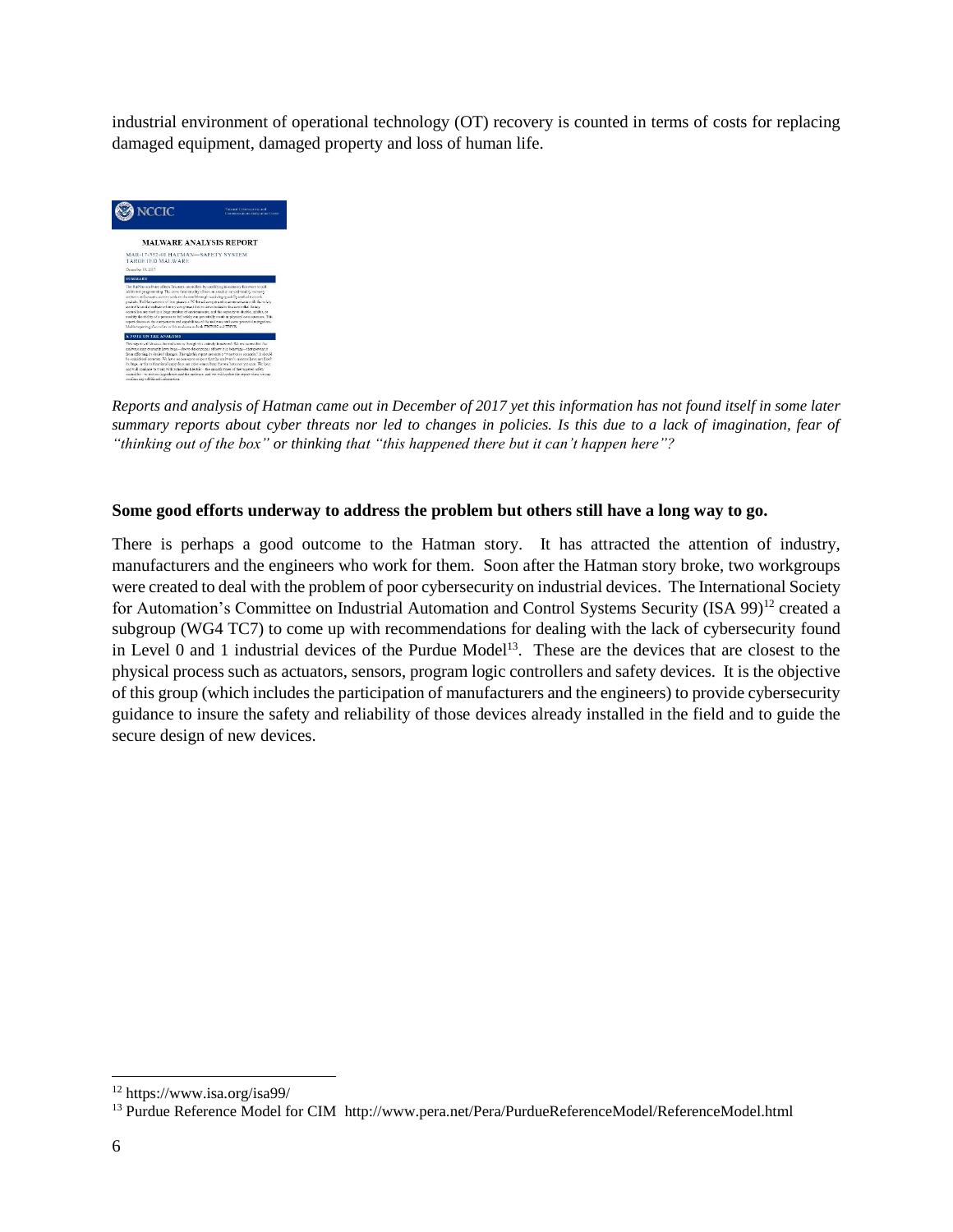industrial environment of operational technology (OT) recovery is counted in terms of costs for replacing damaged equipment, damaged property and loss of human life.

*Reports and analysis of Hatman came out in December of 2017 yet this information has not found itself in some later summary reports about cyber threats nor led to changes in policies. Is this due to a lack of imagination, fear of "thinking out of the box" or thinking that "this happened there but it can't happen here"?*

**Some good efforts underway to address the problem but others still have a long way to go.**

There is perhaps a good outcome to the Hatman story. It has attracted the attention of industry, manufacturers and the engineers who work for them. Soon after the Hatman story broke, two workgroups were created to deal with the problem of poor cybersecurity on industrial devices. The International Society for Automation's Committee on Industrial Automation and Control Systems Security (ISA 99)[12] created a subgroup (WG4 TC7) to come up with recommendations for dealing with the lack of cybersecurity found in Level 0 and 1 industrial devices of the Purdue Model[13]. These are the devices that are closest to the physical process such as actuators, sensors, program logic controllers and safety devices. It is the objective of this group (which includes the participation of manufacturers and the engineers) to provide cybersecurity guidance to insure the safety and reliability of those devices already installed in the field and to guide the secure design of new devices.

[12] https://www.isa.org/isa99/

[13] Purdue Reference Model for CIM http://www.pera.net/Pera/PurdueReferenceModel/ReferenceModel.html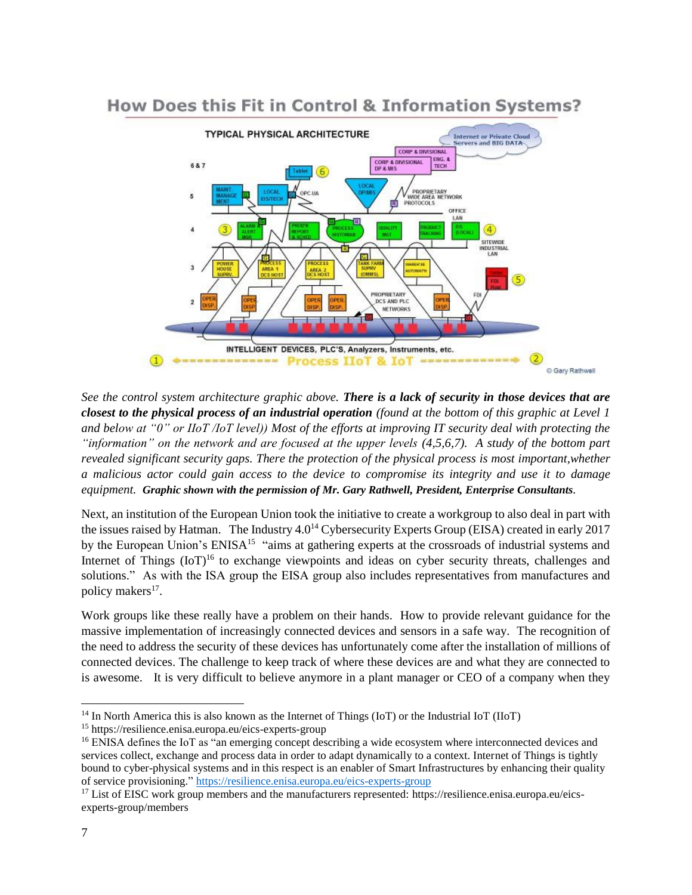See the control system architecture graphic above. ***There is a lack of security in those devices that are closest to the physical process of an industrial operation*** *(found at the bottom of this graphic at Level 1 and below at "0" or IIoT /IoT level)) Most of the efforts at improving IT security deal with protecting the "information" on the network and are focused at the upper levels (4,5,6,7). A study of the bottom part revealed significant security gaps. There the protection of the physical process is most important,whether a malicious actor could gain access to the device to compromise its integrity and use it to damage equipment.* ***Graphic shown with the permission of Mr. Gary Rathwell, President, Enterprise Consultants****.*

Next, an institution of the European Union took the initiative to create a workgroup to also deal in part with the issues raised by Hatman. The Industry 4.0[14] Cybersecurity Experts Group (EISA) created in early 2017 by the European Union's ENISA[15] "aims at gathering experts at the crossroads of industrial systems and Internet of Things (IoT)[16] to exchange viewpoints and ideas on cyber security threats, challenges and solutions." As with the ISA group the EISA group also includes representatives from manufactures and policy makers[17].

Work groups like these really have a problem on their hands. How to provide relevant guidance for the massive implementation of increasingly connected devices and sensors in a safe way. The recognition of the need to address the security of these devices has unfortunately come after the installation of millions of connected devices. The challenge to keep track of where these devices are and what they are connected to is awesome. It is very difficult to believe anymore in a plant manager or CEO of a company when they

---

[14] In North America this is also known as the Internet of Things (IoT) or the Industrial IoT (IIoT)

[15] https://resilience.enisa.europa.eu/eics-experts-group

[16] ENISA defines the IoT as "an emerging concept describing a wide ecosystem where interconnected devices and services collect, exchange and process data in order to adapt dynamically to a context. Internet of Things is tightly bound to cyber-physical systems and in this respect is an enabler of Smart Infrastructures by enhancing their quality of service provisioning." https://resilience.enisa.europa.eu/eics-experts-group

[17] List of EISC work group members and the manufacturers represented: https://resilience.enisa.europa.eu/eics-experts-group/members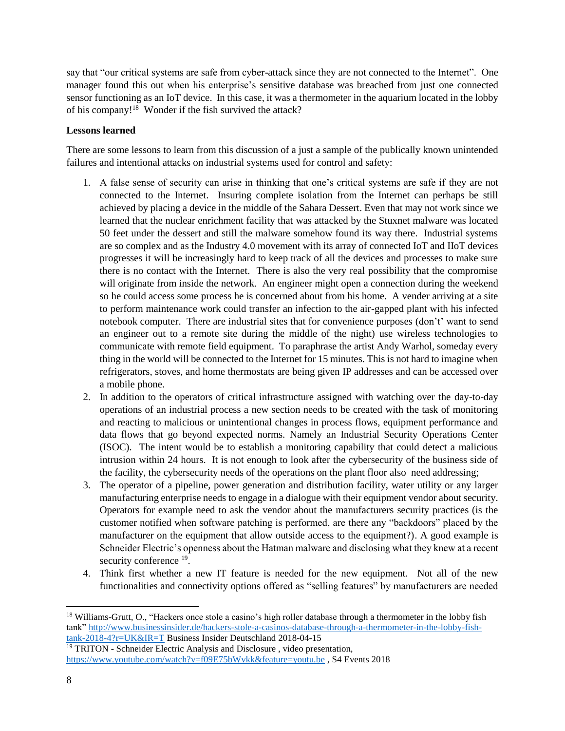say that "our critical systems are safe from cyber-attack since they are not connected to the Internet". One manager found this out when his enterprise's sensitive database was breached from just one connected sensor functioning as an IoT device. In this case, it was a thermometer in the aquarium located in the lobby of his company![18] Wonder if the fish survived the attack?

**Lessons learned**

There are some lessons to learn from this discussion of a just a sample of the publically known unintended failures and intentional attacks on industrial systems used for control and safety:

1. A false sense of security can arise in thinking that one's critical systems are safe if they are not connected to the Internet. Insuring complete isolation from the Internet can perhaps be still achieved by placing a device in the middle of the Sahara Dessert. Even that may not work since we learned that the nuclear enrichment facility that was attacked by the Stuxnet malware was located 50 feet under the dessert and still the malware somehow found its way there. Industrial systems are so complex and as the Industry 4.0 movement with its array of connected IoT and IIoT devices progresses it will be increasingly hard to keep track of all the devices and processes to make sure there is no contact with the Internet. There is also the very real possibility that the compromise will originate from inside the network. An engineer might open a connection during the weekend so he could access some process he is concerned about from his home. A vender arriving at a site to perform maintenance work could transfer an infection to the air-gapped plant with his infected notebook computer. There are industrial sites that for convenience purposes (don't' want to send an engineer out to a remote site during the middle of the night) use wireless technologies to communicate with remote field equipment. To paraphrase the artist Andy Warhol, someday every thing in the world will be connected to the Internet for 15 minutes. This is not hard to imagine when refrigerators, stoves, and home thermostats are being given IP addresses and can be accessed over a mobile phone.
2. In addition to the operators of critical infrastructure assigned with watching over the day-to-day operations of an industrial process a new section needs to be created with the task of monitoring and reacting to malicious or unintentional changes in process flows, equipment performance and data flows that go beyond expected norms. Namely an Industrial Security Operations Center (ISOC). The intent would be to establish a monitoring capability that could detect a malicious intrusion within 24 hours. It is not enough to look after the cybersecurity of the business side of the facility, the cybersecurity needs of the operations on the plant floor also need addressing;
3. The operator of a pipeline, power generation and distribution facility, water utility or any larger manufacturing enterprise needs to engage in a dialogue with their equipment vendor about security. Operators for example need to ask the vendor about the manufacturers security practices (is the customer notified when software patching is performed, are there any "backdoors" placed by the manufacturer on the equipment that allow outside access to the equipment?). A good example is Schneider Electric's openness about the Hatman malware and disclosing what they knew at a recent security conference [19].
4. Think first whether a new IT feature is needed for the new equipment. Not all of the new functionalities and connectivity options offered as "selling features" by manufacturers are needed

---

[18] Williams-Grutt, O., "Hackers once stole a casino's high roller database through a thermometer in the lobby fish tank" http://www.businessinsider.de/hackers-stole-a-casinos-database-through-a-thermometer-in-the-lobby-fish-tank-2018-4?r=UK&IR=T Business Insider Deutschland 2018-04-15

[19] TRITON - Schneider Electric Analysis and Disclosure , video presentation, https://www.youtube.com/watch?v=f09E75bWvkk&feature=youtu.be , S4 Events 2018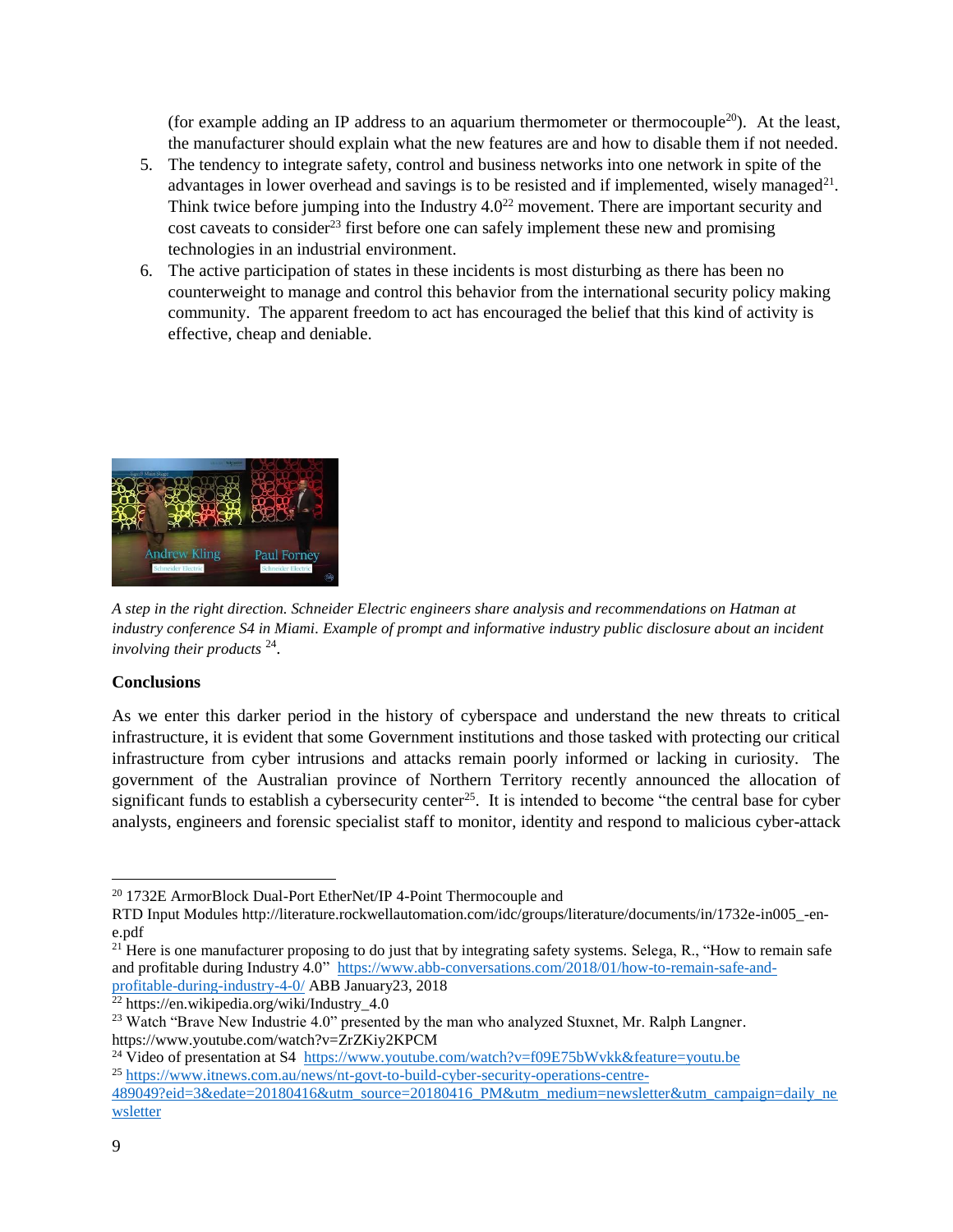(for example adding an IP address to an aquarium thermometer or thermocouple[20]). At the least, the manufacturer should explain what the new features are and how to disable them if not needed.

5. The tendency to integrate safety, control and business networks into one network in spite of the advantages in lower overhead and savings is to be resisted and if implemented, wisely managed[21]. Think twice before jumping into the Industry 4.0[22] movement. There are important security and cost caveats to consider[23] first before one can safely implement these new and promising technologies in an industrial environment.
6. The active participation of states in these incidents is most disturbing as there has been no counterweight to manage and control this behavior from the international security policy making community. The apparent freedom to act has encouraged the belief that this kind of activity is effective, cheap and deniable.

*A step in the right direction. Schneider Electric engineers share analysis and recommendations on Hatman at industry conference S4 in Miami. Example of prompt and informative industry public disclosure about an incident involving their products* [24].

**Conclusions**

As we enter this darker period in the history of cyberspace and understand the new threats to critical infrastructure, it is evident that some Government institutions and those tasked with protecting our critical infrastructure from cyber intrusions and attacks remain poorly informed or lacking in curiosity. The government of the Australian province of Northern Territory recently announced the allocation of significant funds to establish a cybersecurity center[25]. It is intended to become "the central base for cyber analysts, engineers and forensic specialist staff to monitor, identity and respond to malicious cyber-attack

---

[20] 1732E ArmorBlock Dual-Port EtherNet/IP 4-Point Thermocouple and RTD Input Modules http://literature.rockwellautomation.com/idc/groups/literature/documents/in/1732e-in005_-en-e.pdf

[21] Here is one manufacturer proposing to do just that by integrating safety systems. Selega, R., "How to remain safe and profitable during Industry 4.0" https://www.abb-conversations.com/2018/01/how-to-remain-safe-and-profitable-during-industry-4-0/ ABB January23, 2018

[22] https://en.wikipedia.org/wiki/Industry_4.0

[23] Watch "Brave New Industrie 4.0" presented by the man who analyzed Stuxnet, Mr. Ralph Langner. https://www.youtube.com/watch?v=ZrZKiy2KPCM

[24] Video of presentation at S4 https://www.youtube.com/watch?v=f09E75bWvkk&feature=youtu.be

[25] https://www.itnews.com.au/news/nt-govt-to-build-cyber-security-operations-centre-489049?eid=3&edate=20180416&utm_source=20180416_PM&utm_medium=newsletter&utm_campaign=daily_newsletter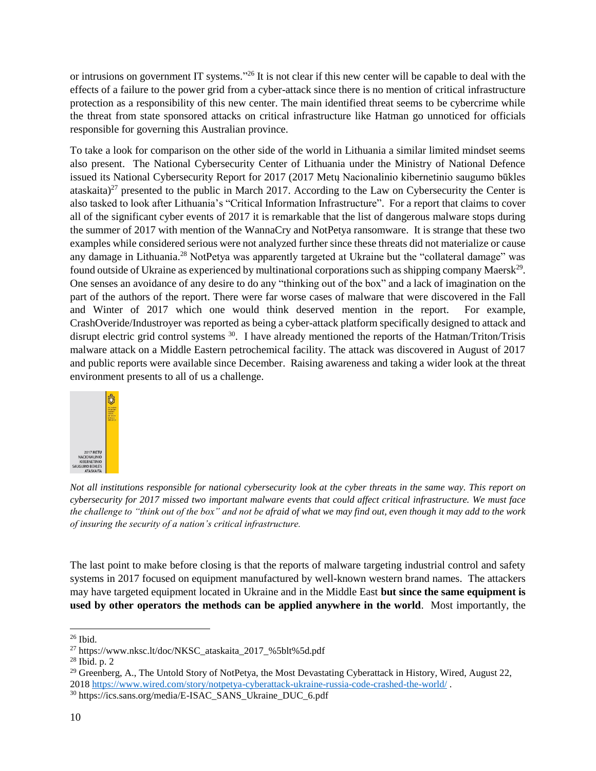or intrusions on government IT systems."[26] It is not clear if this new center will be capable to deal with the effects of a failure to the power grid from a cyber-attack since there is no mention of critical infrastructure protection as a responsibility of this new center. The main identified threat seems to be cybercrime while the threat from state sponsored attacks on critical infrastructure like Hatman go unnoticed for officials responsible for governing this Australian province.

To take a look for comparison on the other side of the world in Lithuania a similar limited mindset seems also present. The National Cybersecurity Center of Lithuania under the Ministry of National Defence issued its National Cybersecurity Report for 2017 (2017 Metų Nacionalinio kibernetinio saugumo būkles ataskaita)[27] presented to the public in March 2017. According to the Law on Cybersecurity the Center is also tasked to look after Lithuania's "Critical Information Infrastructure". For a report that claims to cover all of the significant cyber events of 2017 it is remarkable that the list of dangerous malware stops during the summer of 2017 with mention of the WannaCry and NotPetya ransomware. It is strange that these two examples while considered serious were not analyzed further since these threats did not materialize or cause any damage in Lithuania.[28] NotPetya was apparently targeted at Ukraine but the "collateral damage" was found outside of Ukraine as experienced by multinational corporations such as shipping company Maersk[29]. One senses an avoidance of any desire to do any "thinking out of the box" and a lack of imagination on the part of the authors of the report. There were far worse cases of malware that were discovered in the Fall and Winter of 2017 which one would think deserved mention in the report. For example, CrashOveride/Industroyer was reported as being a cyber-attack platform specifically designed to attack and disrupt electric grid control systems [30]. I have already mentioned the reports of the Hatman/Triton/Trisis malware attack on a Middle Eastern petrochemical facility. The attack was discovered in August of 2017 and public reports were available since December. Raising awareness and taking a wider look at the threat environment presents to all of us a challenge.

2017 METŲ NACIONALINIO KIBERNETINIO SAUGUMO BŪKLĖS ATASKAITA

*Not all institutions responsible for national cybersecurity look at the cyber threats in the same way. This report on cybersecurity for 2017 missed two important malware events that could affect critical infrastructure. We must face the challenge to "think out of the box" and not be afraid of what we may find out, even though it may add to the work of insuring the security of a nation's critical infrastructure.*

The last point to make before closing is that the reports of malware targeting industrial control and safety systems in 2017 focused on equipment manufactured by well-known western brand names. The attackers may have targeted equipment located in Ukraine and in the Middle East **but since the same equipment is used by other operators the methods can be applied anywhere in the world**. Most importantly, the

---

[26] Ibid.

[27] https://www.nksc.lt/doc/NKSC_ataskaita_2017_%5blt%5d.pdf

[28] Ibid. p. 2

[29] Greenberg, A., The Untold Story of NotPetya, the Most Devastating Cyberattack in History, Wired, August 22, 2018 https://www.wired.com/story/notpetya-cyberattack-ukraine-russia-code-crashed-the-world/ .

[30] https://ics.sans.org/media/E-ISAC_SANS_Ukraine_DUC_6.pdf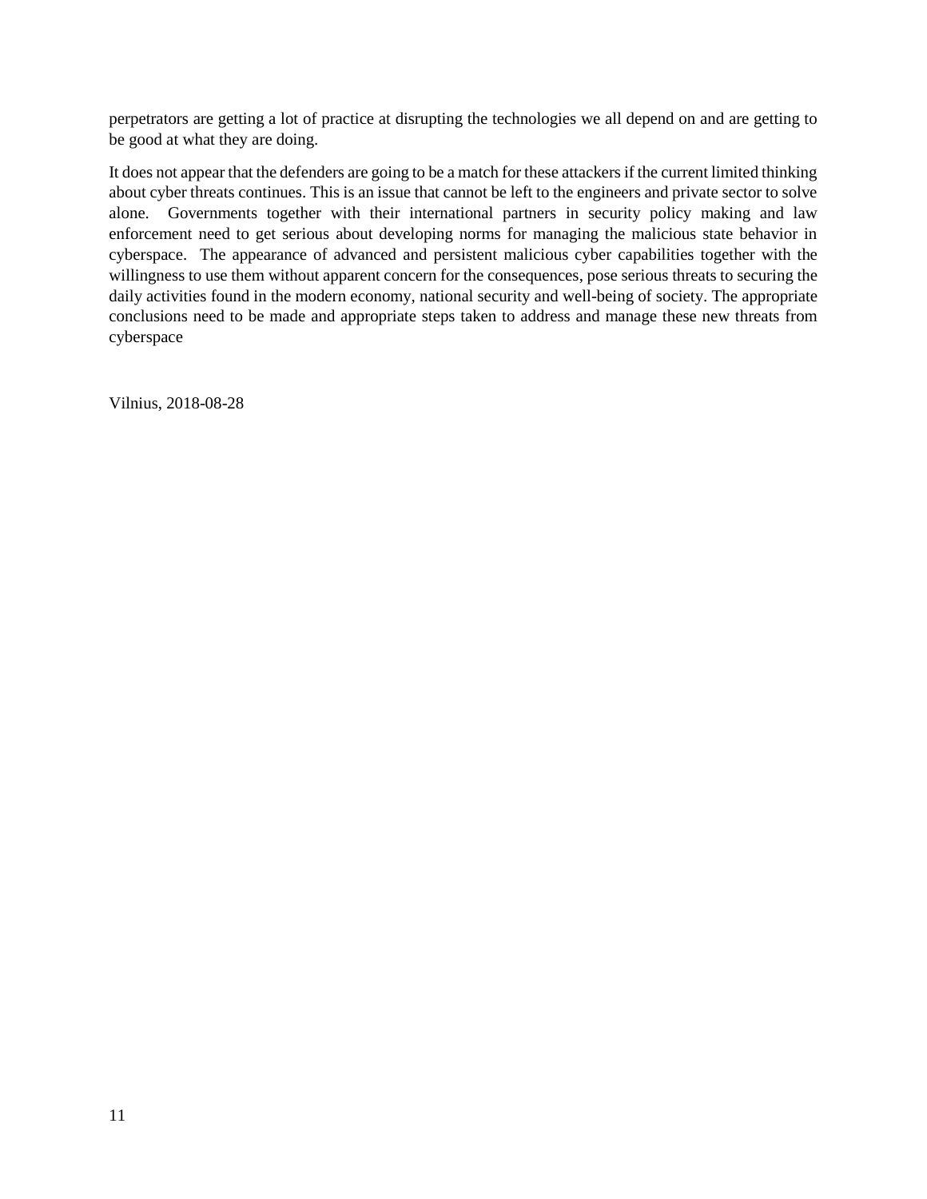perpetrators are getting a lot of practice at disrupting the technologies we all depend on and are getting to be good at what they are doing.

It does not appear that the defenders are going to be a match for these attackers if the current limited thinking about cyber threats continues. This is an issue that cannot be left to the engineers and private sector to solve alone. Governments together with their international partners in security policy making and law enforcement need to get serious about developing norms for managing the malicious state behavior in cyberspace. The appearance of advanced and persistent malicious cyber capabilities together with the willingness to use them without apparent concern for the consequences, pose serious threats to securing the daily activities found in the modern economy, national security and well-being of society. The appropriate conclusions need to be made and appropriate steps taken to address and manage these new threats from cyberspace

Vilnius, 2018-08-28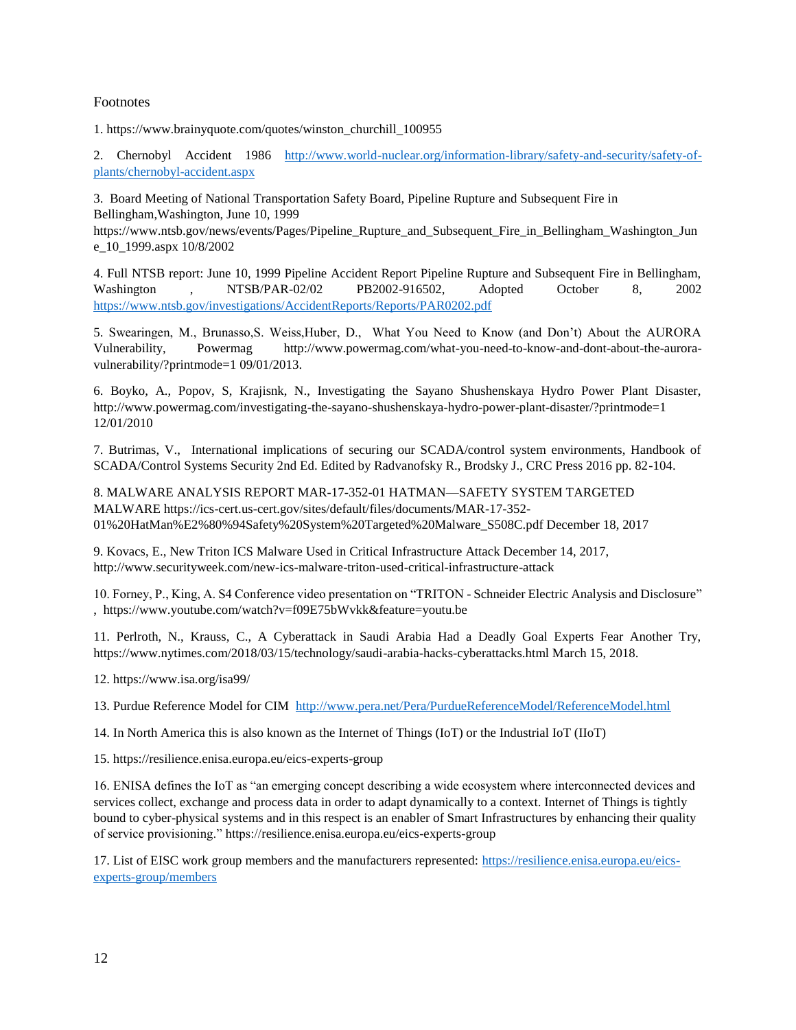Footnotes

1. https://www.brainyquote.com/quotes/winston_churchill_100955

2. Chernobyl Accident 1986 http://www.world-nuclear.org/information-library/safety-and-security/safety-of-plants/chernobyl-accident.aspx

3. Board Meeting of National Transportation Safety Board, Pipeline Rupture and Subsequent Fire in Bellingham,Washington, June 10, 1999 https://www.ntsb.gov/news/events/Pages/Pipeline_Rupture_and_Subsequent_Fire_in_Bellingham_Washington_June_10_1999.aspx 10/8/2002

4. Full NTSB report: June 10, 1999 Pipeline Accident Report Pipeline Rupture and Subsequent Fire in Bellingham, Washington , NTSB/PAR-02/02 PB2002-916502, Adopted October 8, 2002 https://www.ntsb.gov/investigations/AccidentReports/Reports/PAR0202.pdf

5. Swearingen, M., Brunasso,S. Weiss,Huber, D., What You Need to Know (and Don't) About the AURORA Vulnerability, Powermag http://www.powermag.com/what-you-need-to-know-and-dont-about-the-aurora-vulnerability/?printmode=1 09/01/2013.

6. Boyko, A., Popov, S, Krajisnk, N., Investigating the Sayano Shushenskaya Hydro Power Plant Disaster, http://www.powermag.com/investigating-the-sayano-shushenskaya-hydro-power-plant-disaster/?printmode=1 12/01/2010

7. Butrimas, V., International implications of securing our SCADA/control system environments, Handbook of SCADA/Control Systems Security 2nd Ed. Edited by Radvanofsky R., Brodsky J., CRC Press 2016 pp. 82-104.

8. MALWARE ANALYSIS REPORT MAR-17-352-01 HATMAN—SAFETY SYSTEM TARGETED MALWARE https://ics-cert.us-cert.gov/sites/default/files/documents/MAR-17-352-01%20HatMan%E2%80%94Safety%20System%20Targeted%20Malware_S508C.pdf December 18, 2017

9. Kovacs, E., New Triton ICS Malware Used in Critical Infrastructure Attack December 14, 2017, http://www.securityweek.com/new-ics-malware-triton-used-critical-infrastructure-attack

10. Forney, P., King, A. S4 Conference video presentation on "TRITON - Schneider Electric Analysis and Disclosure" , https://www.youtube.com/watch?v=f09E75bWvkk&feature=youtu.be

11. Perlroth, N., Krauss, C., A Cyberattack in Saudi Arabia Had a Deadly Goal Experts Fear Another Try, https://www.nytimes.com/2018/03/15/technology/saudi-arabia-hacks-cyberattacks.html March 15, 2018.

12. https://www.isa.org/isa99/

13. Purdue Reference Model for CIM http://www.pera.net/Pera/PurdueReferenceModel/ReferenceModel.html

14. In North America this is also known as the Internet of Things (IoT) or the Industrial IoT (IIoT)

15. https://resilience.enisa.europa.eu/eics-experts-group

16. ENISA defines the IoT as "an emerging concept describing a wide ecosystem where interconnected devices and services collect, exchange and process data in order to adapt dynamically to a context. Internet of Things is tightly bound to cyber-physical systems and in this respect is an enabler of Smart Infrastructures by enhancing their quality of service provisioning." https://resilience.enisa.europa.eu/eics-experts-group

17. List of EISC work group members and the manufacturers represented: https://resilience.enisa.europa.eu/eics-experts-group/members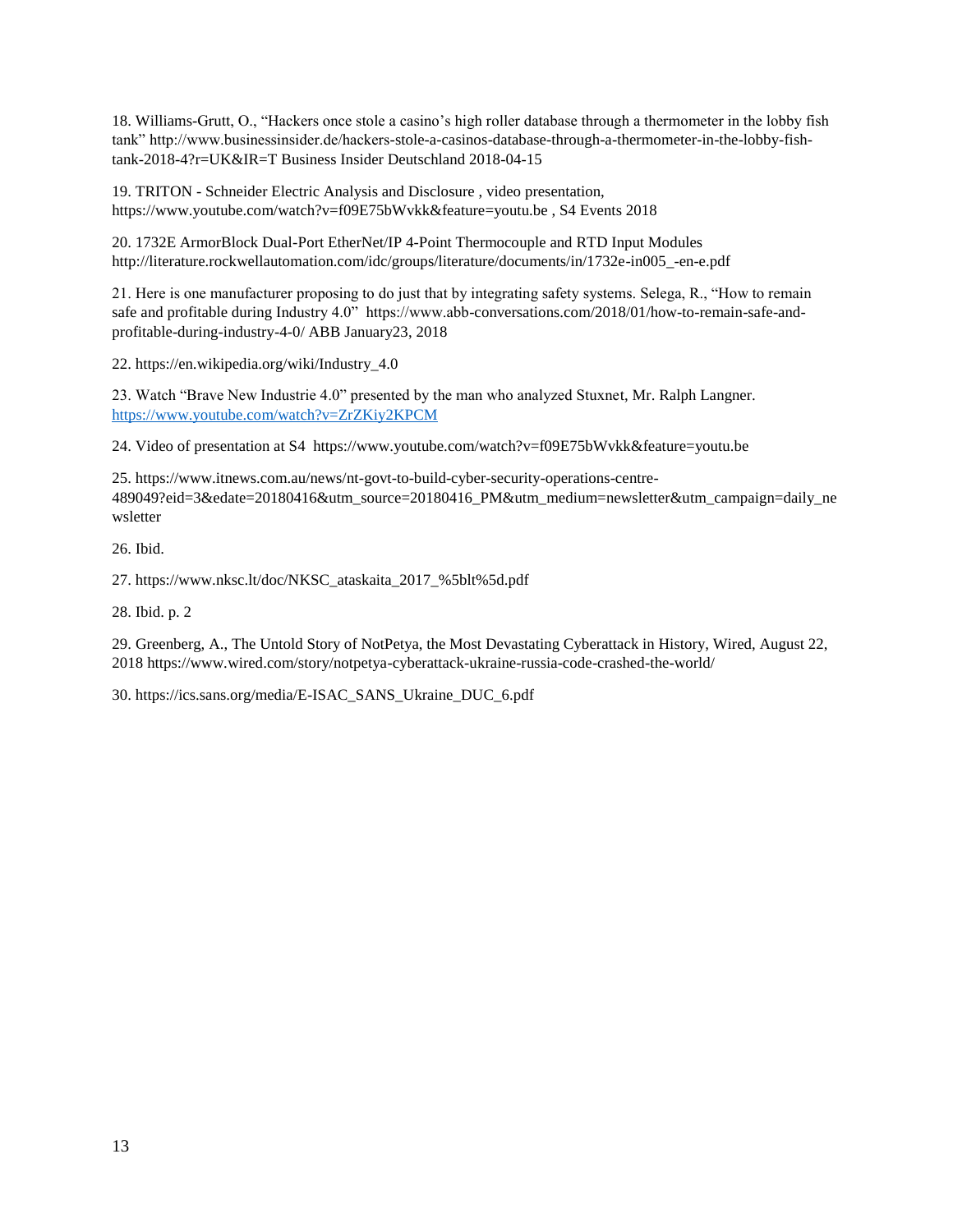18. Williams-Grutt, O., “Hackers once stole a casino’s high roller database through a thermometer in the lobby fish tank” http://www.businessinsider.de/hackers-stole-a-casinos-database-through-a-thermometer-in-the-lobby-fish-tank-2018-4?r=UK&IR=T Business Insider Deutschland 2018-04-15

19. TRITON - Schneider Electric Analysis and Disclosure , video presentation, https://www.youtube.com/watch?v=f09E75bWvkk&feature=youtu.be , S4 Events 2018

20. 1732E ArmorBlock Dual-Port EtherNet/IP 4-Point Thermocouple and RTD Input Modules http://literature.rockwellautomation.com/idc/groups/literature/documents/in/1732e-in005_-en-e.pdf

21. Here is one manufacturer proposing to do just that by integrating safety systems. Selega, R., “How to remain safe and profitable during Industry 4.0” https://www.abb-conversations.com/2018/01/how-to-remain-safe-and-profitable-during-industry-4-0/ ABB January23, 2018

22. https://en.wikipedia.org/wiki/Industry_4.0

23. Watch “Brave New Industrie 4.0” presented by the man who analyzed Stuxnet, Mr. Ralph Langner. https://www.youtube.com/watch?v=ZrZKiy2KPCM

24. Video of presentation at S4 https://www.youtube.com/watch?v=f09E75bWvkk&feature=youtu.be

25. https://www.itnews.com.au/news/nt-govt-to-build-cyber-security-operations-centre-489049?eid=3&edate=20180416&utm_source=20180416_PM&utm_medium=newsletter&utm_campaign=daily_newsletter

26. Ibid.

27. https://www.nksc.lt/doc/NKSC_ataskaita_2017_%5blt%5d.pdf

28. Ibid. p. 2

29. Greenberg, A., The Untold Story of NotPetya, the Most Devastating Cyberattack in History, Wired, August 22, 2018 https://www.wired.com/story/notpetya-cyberattack-ukraine-russia-code-crashed-the-world/

30. https://ics.sans.org/media/E-ISAC_SANS_Ukraine_DUC_6.pdf